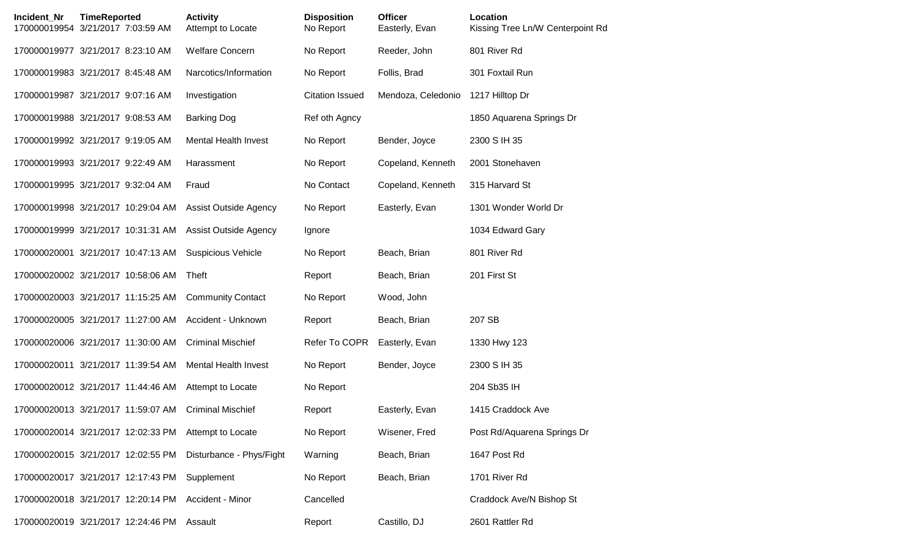| Incident_Nr | TimeReported | Activity | Disposition | Officer | Location |
|---|---|---|---|---|---|
| 170000019954 | 3/21/2017 7:03:59 AM | Attempt to Locate | No Report | Easterly, Evan | Kissing Tree Ln/W Centerpoint Rd |
| 170000019977 | 3/21/2017 8:23:10 AM | Welfare Concern | No Report | Reeder, John | 801 River Rd |
| 170000019983 | 3/21/2017 8:45:48 AM | Narcotics/Information | No Report | Follis, Brad | 301 Foxtail Run |
| 170000019987 | 3/21/2017 9:07:16 AM | Investigation | Citation Issued | Mendoza, Celedonio | 1217 Hilltop Dr |
| 170000019988 | 3/21/2017 9:08:53 AM | Barking Dog | Ref oth Agncy | | 1850 Aquarena Springs Dr |
| 170000019992 | 3/21/2017 9:19:05 AM | Mental Health Invest | No Report | Bender, Joyce | 2300 S IH 35 |
| 170000019993 | 3/21/2017 9:22:49 AM | Harassment | No Report | Copeland, Kenneth | 2001 Stonehaven |
| 170000019995 | 3/21/2017 9:32:04 AM | Fraud | No Contact | Copeland, Kenneth | 315 Harvard St |
| 170000019998 | 3/21/2017 10:29:04 AM | Assist Outside Agency | No Report | Easterly, Evan | 1301 Wonder World Dr |
| 170000019999 | 3/21/2017 10:31:31 AM | Assist Outside Agency | Ignore | | 1034 Edward Gary |
| 170000020001 | 3/21/2017 10:47:13 AM | Suspicious Vehicle | No Report | Beach, Brian | 801 River Rd |
| 170000020002 | 3/21/2017 10:58:06 AM | Theft | Report | Beach, Brian | 201 First St |
| 170000020003 | 3/21/2017 11:15:25 AM | Community Contact | No Report | Wood, John | |
| 170000020005 | 3/21/2017 11:27:00 AM | Accident - Unknown | Report | Beach, Brian | 207 SB |
| 170000020006 | 3/21/2017 11:30:00 AM | Criminal Mischief | Refer To COPR | Easterly, Evan | 1330 Hwy 123 |
| 170000020011 | 3/21/2017 11:39:54 AM | Mental Health Invest | No Report | Bender, Joyce | 2300 S IH 35 |
| 170000020012 | 3/21/2017 11:44:46 AM | Attempt to Locate | No Report | | 204 Sb35 IH |
| 170000020013 | 3/21/2017 11:59:07 AM | Criminal Mischief | Report | Easterly, Evan | 1415 Craddock Ave |
| 170000020014 | 3/21/2017 12:02:33 PM | Attempt to Locate | No Report | Wisener, Fred | Post Rd/Aquarena Springs Dr |
| 170000020015 | 3/21/2017 12:02:55 PM | Disturbance - Phys/Fight | Warning | Beach, Brian | 1647 Post Rd |
| 170000020017 | 3/21/2017 12:17:43 PM | Supplement | No Report | Beach, Brian | 1701 River Rd |
| 170000020018 | 3/21/2017 12:20:14 PM | Accident - Minor | Cancelled | | Craddock Ave/N Bishop St |
| 170000020019 | 3/21/2017 12:24:46 PM | Assault | Report | Castillo, DJ | 2601 Rattler Rd |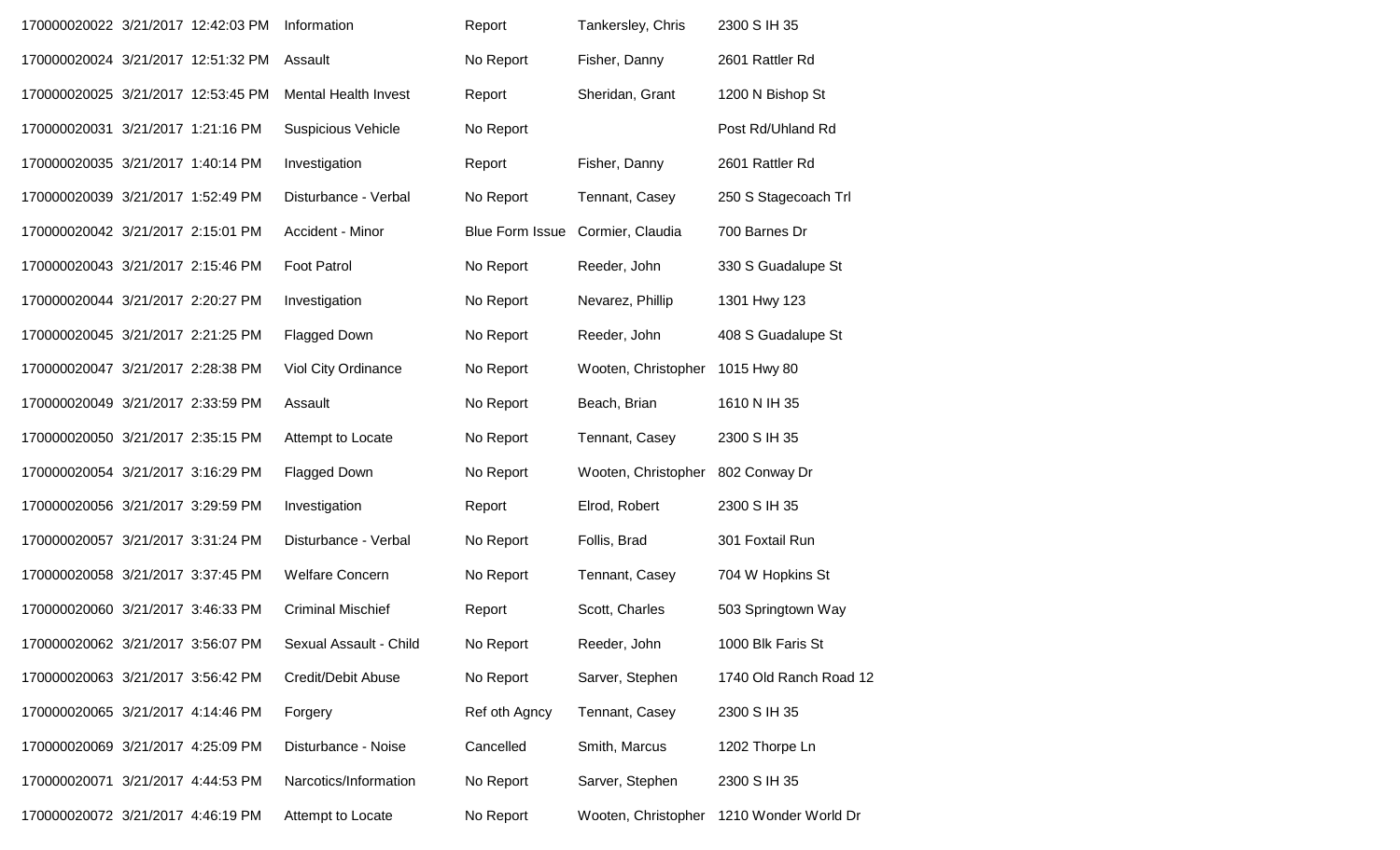| | | | | | |
|---|---|---|---|---|---|
| 170000020022 | 3/21/2017 12:42:03 PM | Information | Report | Tankersley, Chris | 2300 S IH 35 |
| 170000020024 | 3/21/2017 12:51:32 PM | Assault | No Report | Fisher, Danny | 2601 Rattler Rd |
| 170000020025 | 3/21/2017 12:53:45 PM | Mental Health Invest | Report | Sheridan, Grant | 1200 N Bishop St |
| 170000020031 | 3/21/2017 1:21:16 PM | Suspicious Vehicle | No Report | | Post Rd/Uhland Rd |
| 170000020035 | 3/21/2017 1:40:14 PM | Investigation | Report | Fisher, Danny | 2601 Rattler Rd |
| 170000020039 | 3/21/2017 1:52:49 PM | Disturbance - Verbal | No Report | Tennant, Casey | 250 S Stagecoach Trl |
| 170000020042 | 3/21/2017 2:15:01 PM | Accident - Minor | Blue Form Issue | Cormier, Claudia | 700 Barnes Dr |
| 170000020043 | 3/21/2017 2:15:46 PM | Foot Patrol | No Report | Reeder, John | 330 S Guadalupe St |
| 170000020044 | 3/21/2017 2:20:27 PM | Investigation | No Report | Nevarez, Phillip | 1301 Hwy 123 |
| 170000020045 | 3/21/2017 2:21:25 PM | Flagged Down | No Report | Reeder, John | 408 S Guadalupe St |
| 170000020047 | 3/21/2017 2:28:38 PM | Viol City Ordinance | No Report | Wooten, Christopher | 1015 Hwy 80 |
| 170000020049 | 3/21/2017 2:33:59 PM | Assault | No Report | Beach, Brian | 1610 N IH 35 |
| 170000020050 | 3/21/2017 2:35:15 PM | Attempt to Locate | No Report | Tennant, Casey | 2300 S IH 35 |
| 170000020054 | 3/21/2017 3:16:29 PM | Flagged Down | No Report | Wooten, Christopher | 802 Conway Dr |
| 170000020056 | 3/21/2017 3:29:59 PM | Investigation | Report | Elrod, Robert | 2300 S IH 35 |
| 170000020057 | 3/21/2017 3:31:24 PM | Disturbance - Verbal | No Report | Follis, Brad | 301 Foxtail Run |
| 170000020058 | 3/21/2017 3:37:45 PM | Welfare Concern | No Report | Tennant, Casey | 704 W Hopkins St |
| 170000020060 | 3/21/2017 3:46:33 PM | Criminal Mischief | Report | Scott, Charles | 503 Springtown Way |
| 170000020062 | 3/21/2017 3:56:07 PM | Sexual Assault - Child | No Report | Reeder, John | 1000 Blk Faris St |
| 170000020063 | 3/21/2017 3:56:42 PM | Credit/Debit Abuse | No Report | Sarver, Stephen | 1740 Old Ranch Road 12 |
| 170000020065 | 3/21/2017 4:14:46 PM | Forgery | Ref oth Agncy | Tennant, Casey | 2300 S IH 35 |
| 170000020069 | 3/21/2017 4:25:09 PM | Disturbance - Noise | Cancelled | Smith, Marcus | 1202 Thorpe Ln |
| 170000020071 | 3/21/2017 4:44:53 PM | Narcotics/Information | No Report | Sarver, Stephen | 2300 S IH 35 |
| 170000020072 | 3/21/2017 4:46:19 PM | Attempt to Locate | No Report | Wooten, Christopher | 1210 Wonder World Dr |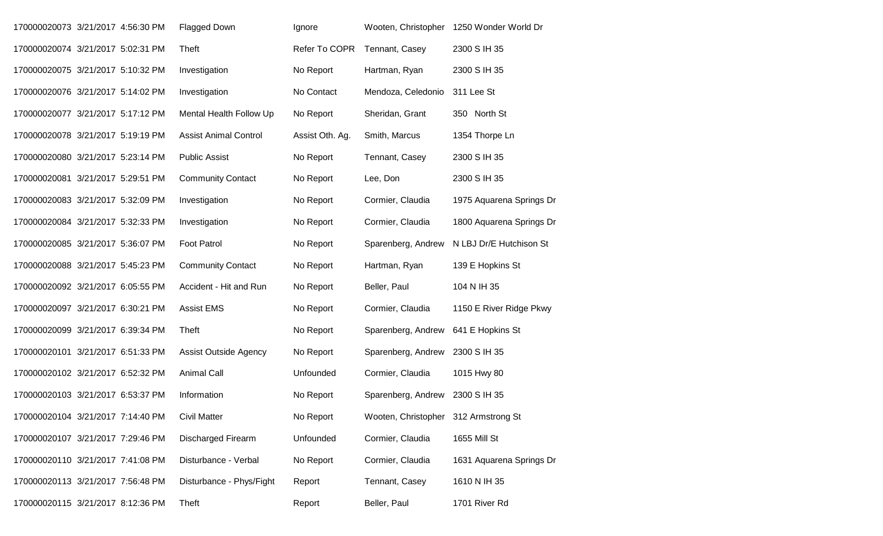| | | | | | | |
|---|---|---|---|---|---|---|
| 170000020073 | 3/21/2017 | 4:56:30 PM | Flagged Down | Ignore | Wooten, Christopher | 1250 Wonder World Dr |
| 170000020074 | 3/21/2017 | 5:02:31 PM | Theft | Refer To COPR | Tennant, Casey | 2300 S IH 35 |
| 170000020075 | 3/21/2017 | 5:10:32 PM | Investigation | No Report | Hartman, Ryan | 2300 S IH 35 |
| 170000020076 | 3/21/2017 | 5:14:02 PM | Investigation | No Contact | Mendoza, Celedonio | 311 Lee St |
| 170000020077 | 3/21/2017 | 5:17:12 PM | Mental Health Follow Up | No Report | Sheridan, Grant | 350 North St |
| 170000020078 | 3/21/2017 | 5:19:19 PM | Assist Animal Control | Assist Oth. Ag. | Smith, Marcus | 1354 Thorpe Ln |
| 170000020080 | 3/21/2017 | 5:23:14 PM | Public Assist | No Report | Tennant, Casey | 2300 S IH 35 |
| 170000020081 | 3/21/2017 | 5:29:51 PM | Community Contact | No Report | Lee, Don | 2300 S IH 35 |
| 170000020083 | 3/21/2017 | 5:32:09 PM | Investigation | No Report | Cormier, Claudia | 1975 Aquarena Springs Dr |
| 170000020084 | 3/21/2017 | 5:32:33 PM | Investigation | No Report | Cormier, Claudia | 1800 Aquarena Springs Dr |
| 170000020085 | 3/21/2017 | 5:36:07 PM | Foot Patrol | No Report | Sparenberg, Andrew | N LBJ Dr/E Hutchison St |
| 170000020088 | 3/21/2017 | 5:45:23 PM | Community Contact | No Report | Hartman, Ryan | 139 E Hopkins St |
| 170000020092 | 3/21/2017 | 6:05:55 PM | Accident - Hit and Run | No Report | Beller, Paul | 104 N IH 35 |
| 170000020097 | 3/21/2017 | 6:30:21 PM | Assist EMS | No Report | Cormier, Claudia | 1150 E River Ridge Pkwy |
| 170000020099 | 3/21/2017 | 6:39:34 PM | Theft | No Report | Sparenberg, Andrew | 641 E Hopkins St |
| 170000020101 | 3/21/2017 | 6:51:33 PM | Assist Outside Agency | No Report | Sparenberg, Andrew | 2300 S IH 35 |
| 170000020102 | 3/21/2017 | 6:52:32 PM | Animal Call | Unfounded | Cormier, Claudia | 1015 Hwy 80 |
| 170000020103 | 3/21/2017 | 6:53:37 PM | Information | No Report | Sparenberg, Andrew | 2300 S IH 35 |
| 170000020104 | 3/21/2017 | 7:14:40 PM | Civil Matter | No Report | Wooten, Christopher | 312 Armstrong St |
| 170000020107 | 3/21/2017 | 7:29:46 PM | Discharged Firearm | Unfounded | Cormier, Claudia | 1655 Mill St |
| 170000020110 | 3/21/2017 | 7:41:08 PM | Disturbance - Verbal | No Report | Cormier, Claudia | 1631 Aquarena Springs Dr |
| 170000020113 | 3/21/2017 | 7:56:48 PM | Disturbance - Phys/Fight | Report | Tennant, Casey | 1610 N IH 35 |
| 170000020115 | 3/21/2017 | 8:12:36 PM | Theft | Report | Beller, Paul | 1701 River Rd |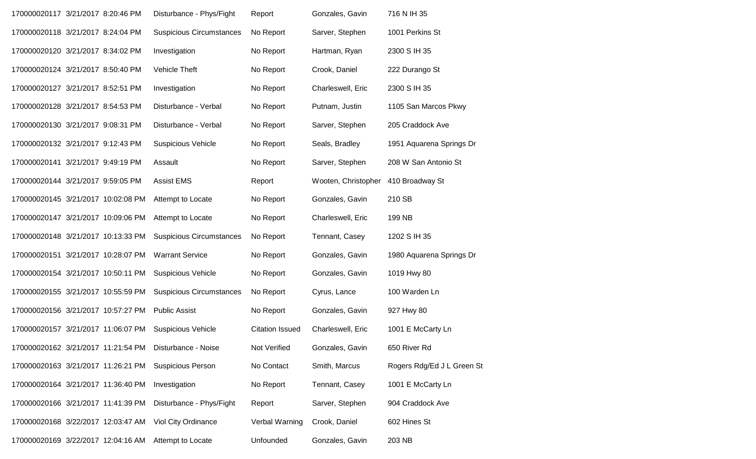| | | | | | |
|---|---|---|---|---|---|
| 170000020117 | 3/21/2017 8:20:46 PM | Disturbance - Phys/Fight | Report | Gonzales, Gavin | 716 N IH 35 |
| 170000020118 | 3/21/2017 8:24:04 PM | Suspicious Circumstances | No Report | Sarver, Stephen | 1001 Perkins St |
| 170000020120 | 3/21/2017 8:34:02 PM | Investigation | No Report | Hartman, Ryan | 2300 S IH 35 |
| 170000020124 | 3/21/2017 8:50:40 PM | Vehicle Theft | No Report | Crook, Daniel | 222 Durango St |
| 170000020127 | 3/21/2017 8:52:51 PM | Investigation | No Report | Charleswell, Eric | 2300 S IH 35 |
| 170000020128 | 3/21/2017 8:54:53 PM | Disturbance - Verbal | No Report | Putnam, Justin | 1105 San Marcos Pkwy |
| 170000020130 | 3/21/2017 9:08:31 PM | Disturbance - Verbal | No Report | Sarver, Stephen | 205 Craddock Ave |
| 170000020132 | 3/21/2017 9:12:43 PM | Suspicious Vehicle | No Report | Seals, Bradley | 1951 Aquarena Springs Dr |
| 170000020141 | 3/21/2017 9:49:19 PM | Assault | No Report | Sarver, Stephen | 208 W San Antonio St |
| 170000020144 | 3/21/2017 9:59:05 PM | Assist EMS | Report | Wooten, Christopher | 410 Broadway St |
| 170000020145 | 3/21/2017 10:02:08 PM | Attempt to Locate | No Report | Gonzales, Gavin | 210 SB |
| 170000020147 | 3/21/2017 10:09:06 PM | Attempt to Locate | No Report | Charleswell, Eric | 199 NB |
| 170000020148 | 3/21/2017 10:13:33 PM | Suspicious Circumstances | No Report | Tennant, Casey | 1202 S IH 35 |
| 170000020151 | 3/21/2017 10:28:07 PM | Warrant Service | No Report | Gonzales, Gavin | 1980 Aquarena Springs Dr |
| 170000020154 | 3/21/2017 10:50:11 PM | Suspicious Vehicle | No Report | Gonzales, Gavin | 1019 Hwy 80 |
| 170000020155 | 3/21/2017 10:55:59 PM | Suspicious Circumstances | No Report | Cyrus, Lance | 100 Warden Ln |
| 170000020156 | 3/21/2017 10:57:27 PM | Public Assist | No Report | Gonzales, Gavin | 927 Hwy 80 |
| 170000020157 | 3/21/2017 11:06:07 PM | Suspicious Vehicle | Citation Issued | Charleswell, Eric | 1001 E McCarty Ln |
| 170000020162 | 3/21/2017 11:21:54 PM | Disturbance - Noise | Not Verified | Gonzales, Gavin | 650 River Rd |
| 170000020163 | 3/21/2017 11:26:21 PM | Suspicious Person | No Contact | Smith, Marcus | Rogers Rdg/Ed J L Green St |
| 170000020164 | 3/21/2017 11:36:40 PM | Investigation | No Report | Tennant, Casey | 1001 E McCarty Ln |
| 170000020166 | 3/21/2017 11:41:39 PM | Disturbance - Phys/Fight | Report | Sarver, Stephen | 904 Craddock Ave |
| 170000020168 | 3/22/2017 12:03:47 AM | Viol City Ordinance | Verbal Warning | Crook, Daniel | 602 Hines St |
| 170000020169 | 3/22/2017 12:04:16 AM | Attempt to Locate | Unfounded | Gonzales, Gavin | 203 NB |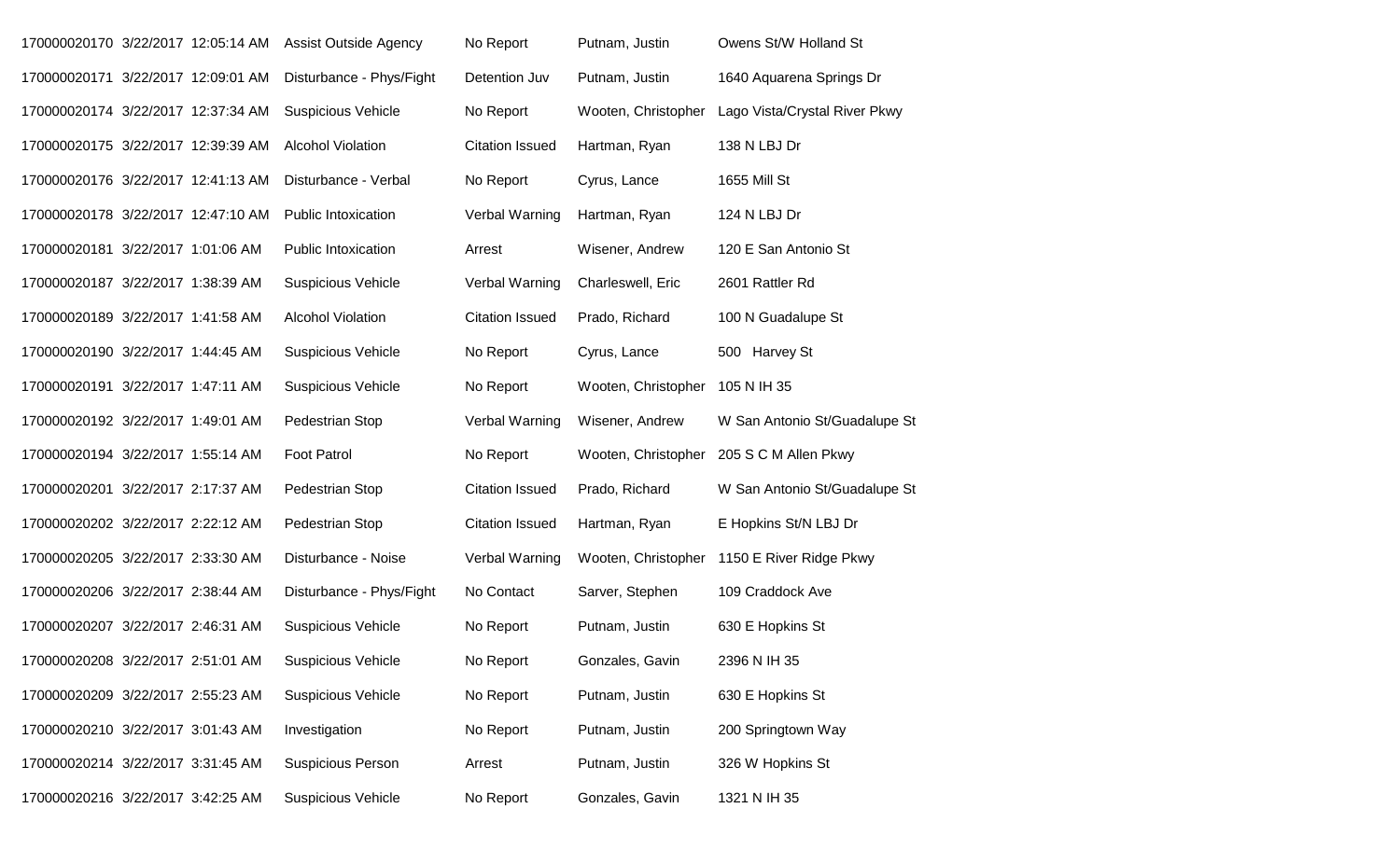| | | | | | |
|---|---|---|---|---|---|
| 170000020170 | 3/22/2017 12:05:14 AM | Assist Outside Agency | No Report | Putnam, Justin | Owens St/W Holland St |
| 170000020171 | 3/22/2017 12:09:01 AM | Disturbance - Phys/Fight | Detention Juv | Putnam, Justin | 1640 Aquarena Springs Dr |
| 170000020174 | 3/22/2017 12:37:34 AM | Suspicious Vehicle | No Report | Wooten, Christopher | Lago Vista/Crystal River Pkwy |
| 170000020175 | 3/22/2017 12:39:39 AM | Alcohol Violation | Citation Issued | Hartman, Ryan | 138 N LBJ Dr |
| 170000020176 | 3/22/2017 12:41:13 AM | Disturbance - Verbal | No Report | Cyrus, Lance | 1655 Mill St |
| 170000020178 | 3/22/2017 12:47:10 AM | Public Intoxication | Verbal Warning | Hartman, Ryan | 124 N LBJ Dr |
| 170000020181 | 3/22/2017 1:01:06 AM | Public Intoxication | Arrest | Wisener, Andrew | 120 E San Antonio St |
| 170000020187 | 3/22/2017 1:38:39 AM | Suspicious Vehicle | Verbal Warning | Charleswell, Eric | 2601 Rattler Rd |
| 170000020189 | 3/22/2017 1:41:58 AM | Alcohol Violation | Citation Issued | Prado, Richard | 100 N Guadalupe St |
| 170000020190 | 3/22/2017 1:44:45 AM | Suspicious Vehicle | No Report | Cyrus, Lance | 500 Harvey St |
| 170000020191 | 3/22/2017 1:47:11 AM | Suspicious Vehicle | No Report | Wooten, Christopher | 105 N IH 35 |
| 170000020192 | 3/22/2017 1:49:01 AM | Pedestrian Stop | Verbal Warning | Wisener, Andrew | W San Antonio St/Guadalupe St |
| 170000020194 | 3/22/2017 1:55:14 AM | Foot Patrol | No Report | Wooten, Christopher | 205 S C M Allen Pkwy |
| 170000020201 | 3/22/2017 2:17:37 AM | Pedestrian Stop | Citation Issued | Prado, Richard | W San Antonio St/Guadalupe St |
| 170000020202 | 3/22/2017 2:22:12 AM | Pedestrian Stop | Citation Issued | Hartman, Ryan | E Hopkins St/N LBJ Dr |
| 170000020205 | 3/22/2017 2:33:30 AM | Disturbance - Noise | Verbal Warning | Wooten, Christopher | 1150 E River Ridge Pkwy |
| 170000020206 | 3/22/2017 2:38:44 AM | Disturbance - Phys/Fight | No Contact | Sarver, Stephen | 109 Craddock Ave |
| 170000020207 | 3/22/2017 2:46:31 AM | Suspicious Vehicle | No Report | Putnam, Justin | 630 E Hopkins St |
| 170000020208 | 3/22/2017 2:51:01 AM | Suspicious Vehicle | No Report | Gonzales, Gavin | 2396 N IH 35 |
| 170000020209 | 3/22/2017 2:55:23 AM | Suspicious Vehicle | No Report | Putnam, Justin | 630 E Hopkins St |
| 170000020210 | 3/22/2017 3:01:43 AM | Investigation | No Report | Putnam, Justin | 200 Springtown Way |
| 170000020214 | 3/22/2017 3:31:45 AM | Suspicious Person | Arrest | Putnam, Justin | 326 W Hopkins St |
| 170000020216 | 3/22/2017 3:42:25 AM | Suspicious Vehicle | No Report | Gonzales, Gavin | 1321 N IH 35 |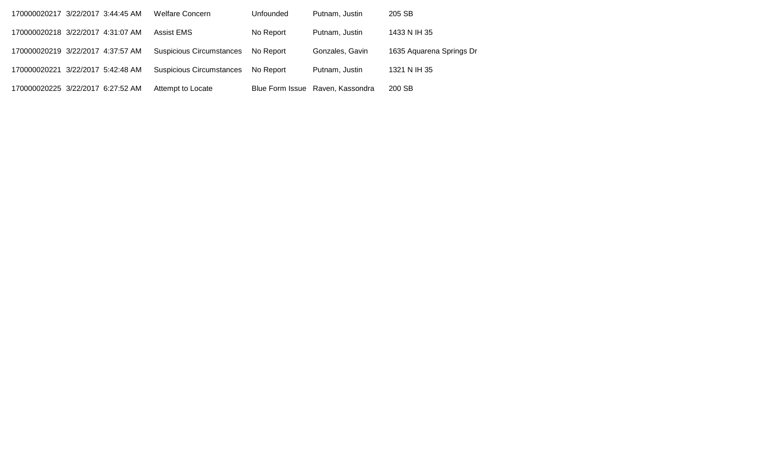| | | | | | | |
|---|---|---|---|---|---|---|
| 170000020217 | 3/22/2017 | 3:44:45 AM | Welfare Concern | Unfounded | Putnam, Justin | 205 SB |
| 170000020218 | 3/22/2017 | 4:31:07 AM | Assist EMS | No Report | Putnam, Justin | 1433 N IH 35 |
| 170000020219 | 3/22/2017 | 4:37:57 AM | Suspicious Circumstances | No Report | Gonzales, Gavin | 1635 Aquarena Springs Dr |
| 170000020221 | 3/22/2017 | 5:42:48 AM | Suspicious Circumstances | No Report | Putnam, Justin | 1321 N IH 35 |
| 170000020225 | 3/22/2017 | 6:27:52 AM | Attempt to Locate | Blue Form Issue | Raven, Kassondra | 200 SB |